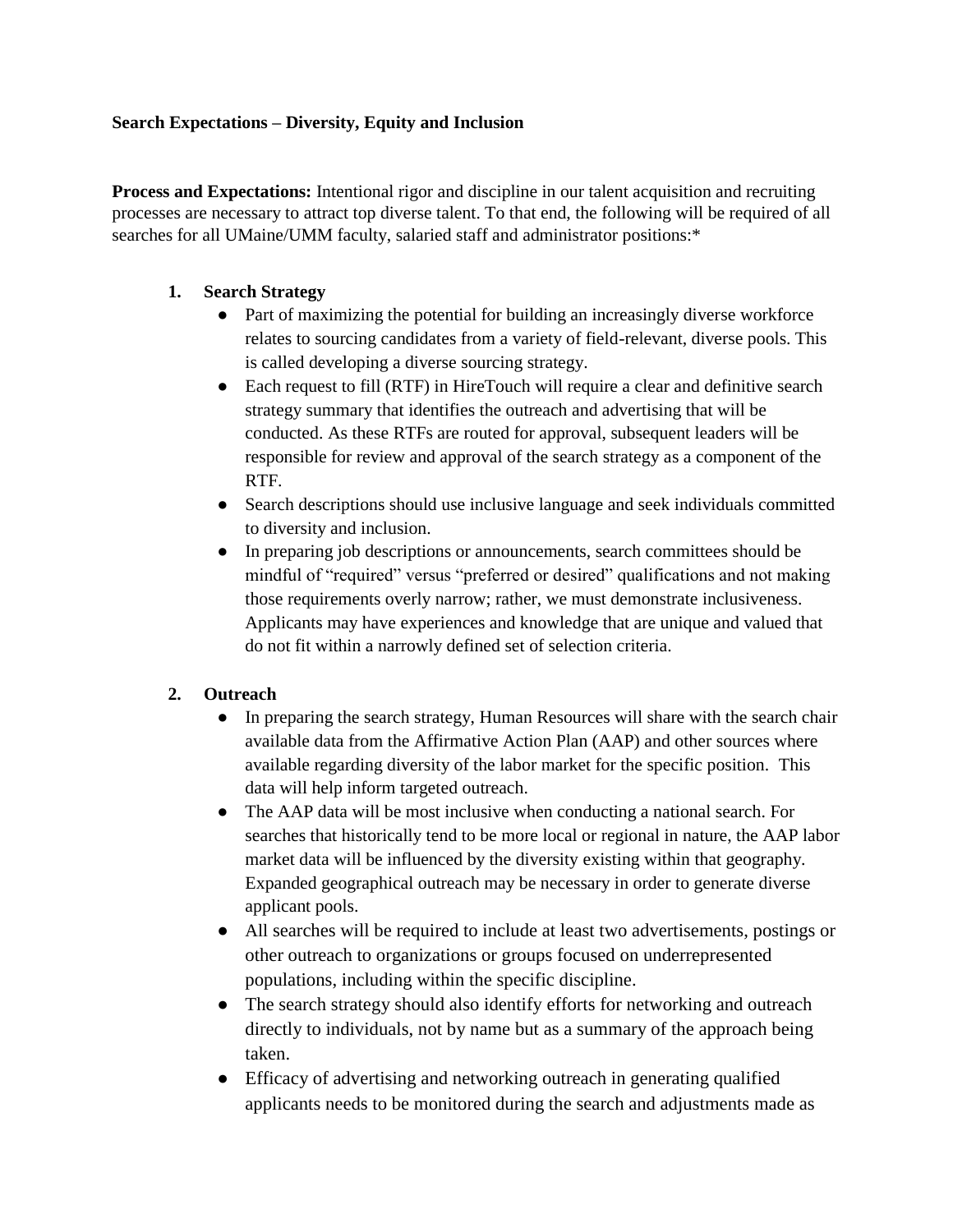**Search Expectations – Diversity, Equity and Inclusion**

**Process and Expectations:** Intentional rigor and discipline in our talent acquisition and recruiting processes are necessary to attract top diverse talent. To that end, the following will be required of all searches for all UMaine/UMM faculty, salaried staff and administrator positions:*

1. **Search Strategy**
   - Part of maximizing the potential for building an increasingly diverse workforce relates to sourcing candidates from a variety of field-relevant, diverse pools. This is called developing a diverse sourcing strategy.
   - Each request to fill (RTF) in HireTouch will require a clear and definitive search strategy summary that identifies the outreach and advertising that will be conducted. As these RTFs are routed for approval, subsequent leaders will be responsible for review and approval of the search strategy as a component of the RTF.
   - Search descriptions should use inclusive language and seek individuals committed to diversity and inclusion.
   - In preparing job descriptions or announcements, search committees should be mindful of "required" versus "preferred or desired" qualifications and not making those requirements overly narrow; rather, we must demonstrate inclusiveness. Applicants may have experiences and knowledge that are unique and valued that do not fit within a narrowly defined set of selection criteria.

2. **Outreach**
   - In preparing the search strategy, Human Resources will share with the search chair available data from the Affirmative Action Plan (AAP) and other sources where available regarding diversity of the labor market for the specific position. This data will help inform targeted outreach.
   - The AAP data will be most inclusive when conducting a national search. For searches that historically tend to be more local or regional in nature, the AAP labor market data will be influenced by the diversity existing within that geography. Expanded geographical outreach may be necessary in order to generate diverse applicant pools.
   - All searches will be required to include at least two advertisements, postings or other outreach to organizations or groups focused on underrepresented populations, including within the specific discipline.
   - The search strategy should also identify efforts for networking and outreach directly to individuals, not by name but as a summary of the approach being taken.
   - Efficacy of advertising and networking outreach in generating qualified applicants needs to be monitored during the search and adjustments made as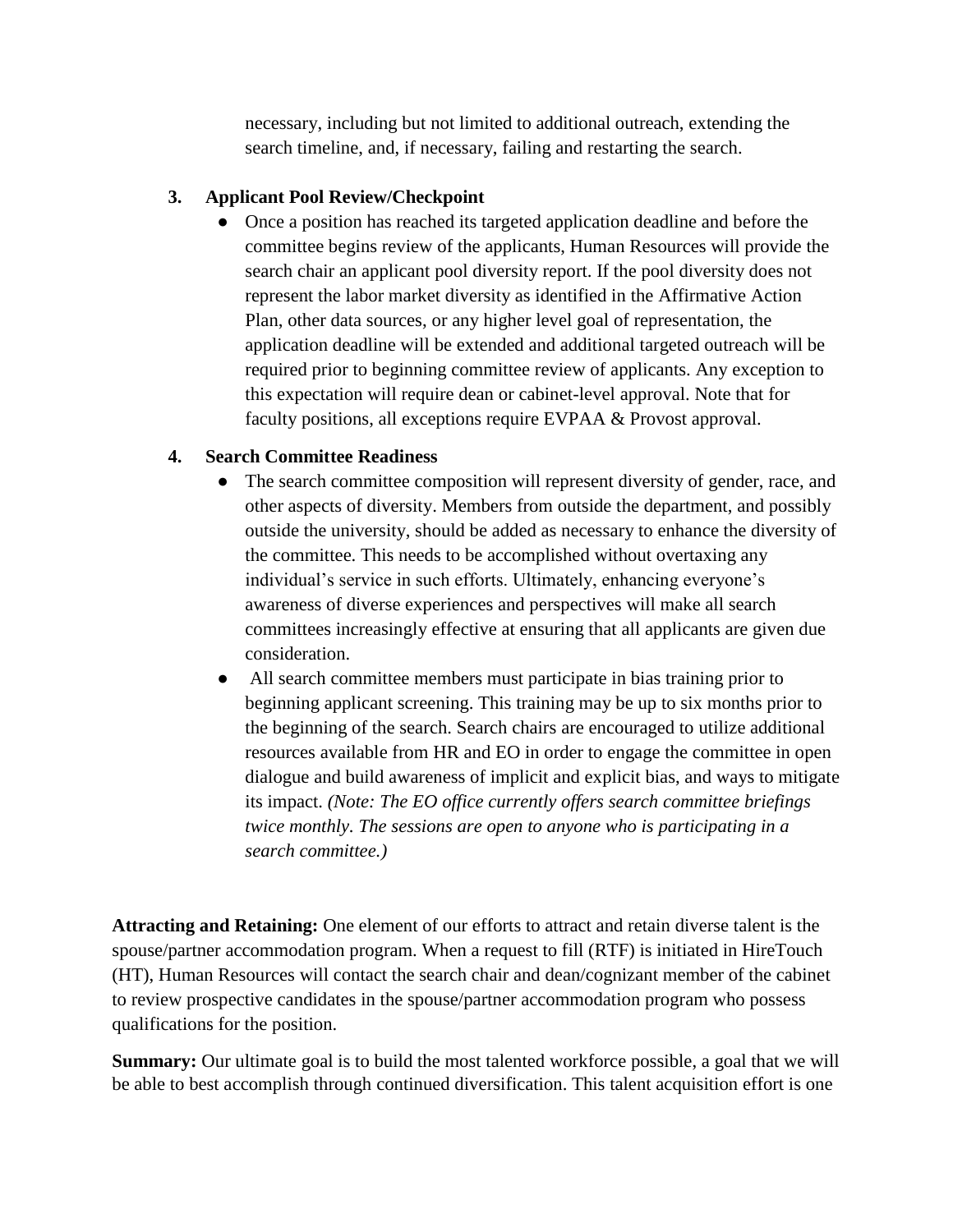necessary, including but not limited to additional outreach, extending the search timeline, and, if necessary, failing and restarting the search.

3. **Applicant Pool Review/Checkpoint**
   - Once a position has reached its targeted application deadline and before the committee begins review of the applicants, Human Resources will provide the search chair an applicant pool diversity report. If the pool diversity does not represent the labor market diversity as identified in the Affirmative Action Plan, other data sources, or any higher level goal of representation, the application deadline will be extended and additional targeted outreach will be required prior to beginning committee review of applicants. Any exception to this expectation will require dean or cabinet-level approval. Note that for faculty positions, all exceptions require EVPAA & Provost approval.

4. **Search Committee Readiness**
   - The search committee composition will represent diversity of gender, race, and other aspects of diversity. Members from outside the department, and possibly outside the university, should be added as necessary to enhance the diversity of the committee. This needs to be accomplished without overtaxing any individual's service in such efforts. Ultimately, enhancing everyone's awareness of diverse experiences and perspectives will make all search committees increasingly effective at ensuring that all applicants are given due consideration.
   - All search committee members must participate in bias training prior to beginning applicant screening. This training may be up to six months prior to the beginning of the search. Search chairs are encouraged to utilize additional resources available from HR and EO in order to engage the committee in open dialogue and build awareness of implicit and explicit bias, and ways to mitigate its impact. *(Note: The EO office currently offers search committee briefings twice monthly. The sessions are open to anyone who is participating in a search committee.)*

**Attracting and Retaining:** One element of our efforts to attract and retain diverse talent is the spouse/partner accommodation program. When a request to fill (RTF) is initiated in HireTouch (HT), Human Resources will contact the search chair and dean/cognizant member of the cabinet to review prospective candidates in the spouse/partner accommodation program who possess qualifications for the position.

**Summary:** Our ultimate goal is to build the most talented workforce possible, a goal that we will be able to best accomplish through continued diversification. This talent acquisition effort is one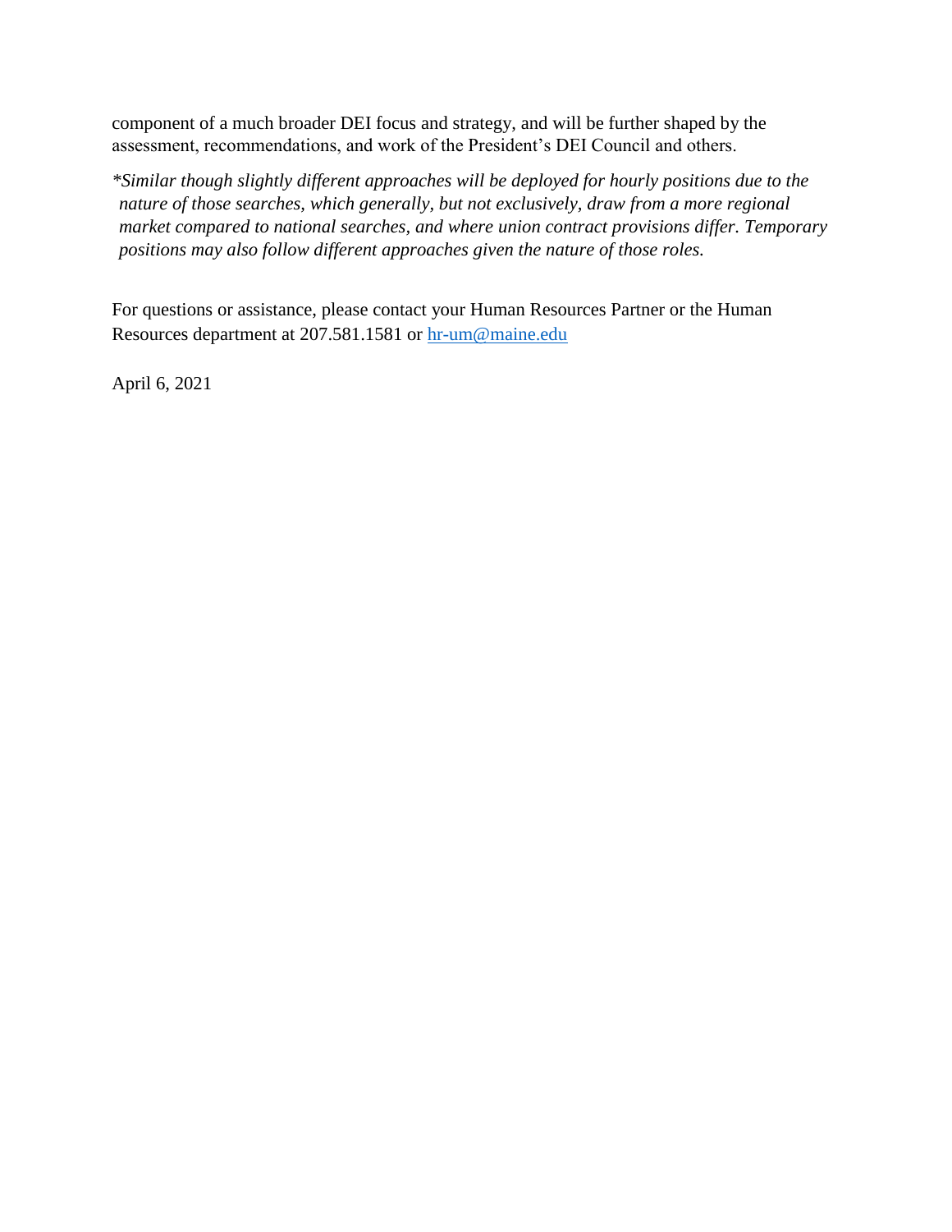component of a much broader DEI focus and strategy, and will be further shaped by the assessment, recommendations, and work of the President's DEI Council and others.

*\*Similar though slightly different approaches will be deployed for hourly positions due to the nature of those searches, which generally, but not exclusively, draw from a more regional market compared to national searches, and where union contract provisions differ. Temporary positions may also follow different approaches given the nature of those roles.*

For questions or assistance, please contact your Human Resources Partner or the Human Resources department at 207.581.1581 or [hr-um@maine.edu](mailto:hr-um@maine.edu)

April 6, 2021